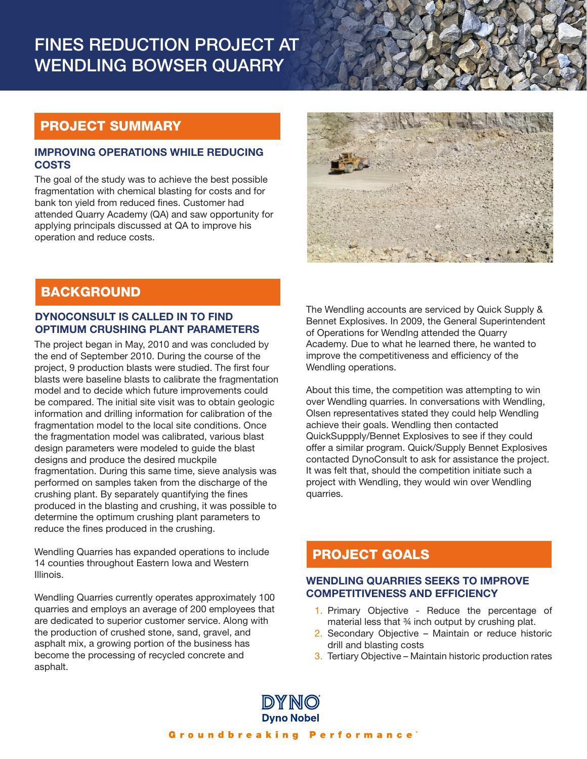# FINES REDUCTION PROJECT AT WENDLING BOWSER QUARRY

## PROJECT SUMMARY

### IMPROVING OPERATIONS WHILE REDUCING COSTS

The goal of the study was to achieve the best possible fragmentation with chemical blasting for costs and for bank ton yield from reduced fines. Customer had attended Quarry Academy (QA) and saw opportunity for applying principals discussed at QA to improve his operation and reduce costs.

## BACKGROUND

### DYNOCONSULT IS CALLED IN TO FIND OPTIMUM CRUSHING PLANT PARAMETERS

The project began in May, 2010 and was concluded by the end of September 2010. During the course of the project, 9 production blasts were studied. The first four blasts were baseline blasts to calibrate the fragmentation model and to decide which future improvements could be compared. The initial site visit was to obtain geologic information and drilling information for calibration of the fragmentation model to the local site conditions. Once the fragmentation model was calibrated, various blast design parameters were modeled to guide the blast designs and produce the desired muckpile fragmentation. During this same time, sieve analysis was performed on samples taken from the discharge of the crushing plant. By separately quantifying the fines produced in the blasting and crushing, it was possible to determine the optimum crushing plant parameters to reduce the fines produced in the crushing.

Wendling Quarries has expanded operations to include 14 counties throughout Eastern Iowa and Western Illinois.

Wendling Quarries currently operates approximately 100 quarries and employs an average of 200 employees that are dedicated to superior customer service. Along with the production of crushed stone, sand, gravel, and asphalt mix, a growing portion of the business has become the processing of recycled concrete and asphalt.

The Wendling accounts are serviced by Quick Supply & Bennet Explosives. In 2009, the General Superintendent of Operations for Wendlng attended the Quarry Academy. Due to what he learned there, he wanted to improve the competitiveness and efficiency of the Wendling operations.

About this time, the competition was attempting to win over Wendling quarries. In conversations with Wendling, Olsen representatives stated they could help Wendling achieve their goals. Wendling then contacted QuickSuppply/Bennet Explosives to see if they could offer a similar program. Quick/Supply Bennet Explosives contacted DynoConsult to ask for assistance the project. It was felt that, should the competition initiate such a project with Wendling, they would win over Wendling quarries.

## PROJECT GOALS

### WENDLING QUARRIES SEEKS TO IMPROVE COMPETITIVENESS AND EFFICIENCY

1. Primary Objective - Reduce the percentage of material less that ¾ inch output by crushing plat.
2. Secondary Objective – Maintain or reduce historic drill and blasting costs
3. Tertiary Objective – Maintain historic production rates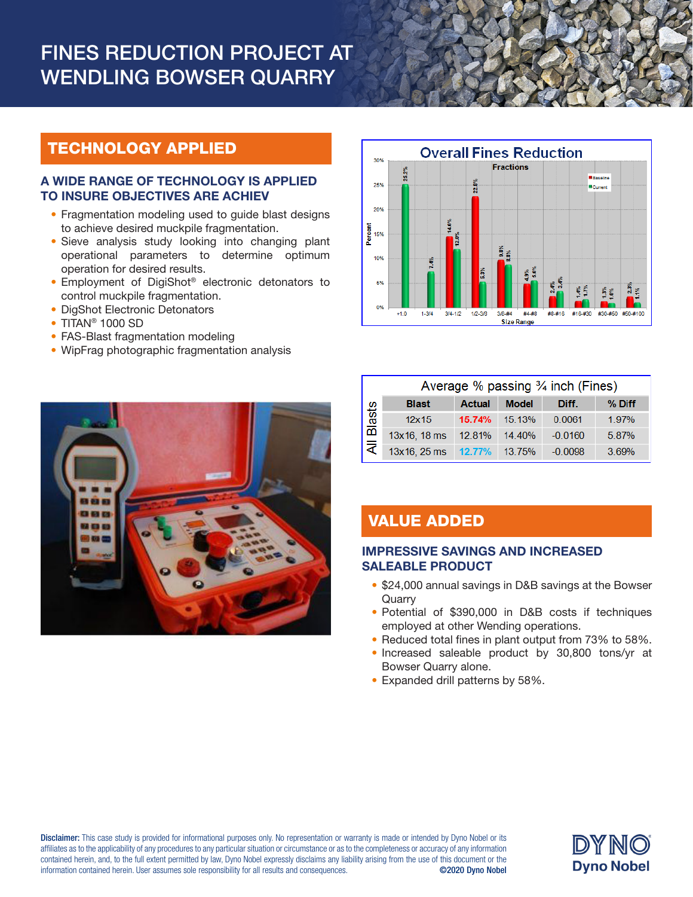# FINES REDUCTION PROJECT AT WENDLING BOWSER QUARRY

## TECHNOLOGY APPLIED

### A WIDE RANGE OF TECHNOLOGY IS APPLIED TO INSURE OBJECTIVES ARE ACHIEV

- Fragmentation modeling used to guide blast designs to achieve desired muckpile fragmentation.
- Sieve analysis study looking into changing plant operational parameters to determine optimum operation for desired results.
- Employment of DigiShot® electronic detonators to control muckpile fragmentation.
- DigShot Electronic Detonators
- TITAN® 1000 SD
- FAS-Blast fragmentation modeling
- WipFrag photographic fragmentation analysis

Overall Fines Reduction

Fractions

Baseline
Current

Percent

30%
25%
20%
15%
10%
5%
0%

25.2%
7.4%
14.6%
12.0%
22.8%
5.3%
9.8%
8.8%
4.9%
5.6%
2.4%
3.4%
1.4%
1.7%
1.3%
1.0%
2.3%
1.1%

+1.0
1-3/4
3/4-1/2
1/2-3/8
3/8-#4
#4-#8
#8-#16
#16-#30
#30-#50
#50-#100

Size Range

Average % passing ¾ inch (Fines) — All Blasts

| Blast | Actual | Model | Diff. | % Diff |
|---|---|---|---|---|
| 12x15 | 15.74% | 15.13% | 0.0061 | 1.97% |
| 13x16, 18 ms | 12.81% | 14.40% | -0.0160 | 5.87% |
| 13x16, 25 ms | 12.77% | 13.75% | -0.0098 | 3.69% |

## VALUE ADDED

### IMPRESSIVE SAVINGS AND INCREASED SALEABLE PRODUCT

- $24,000 annual savings in D&B savings at the Bowser Quarry
- Potential of $390,000 in D&B costs if techniques employed at other Wending operations.
- Reduced total fines in plant output from 73% to 58%.
- Increased saleable product by 30,800 tons/yr at Bowser Quarry alone.
- Expanded drill patterns by 58%.

**Disclaimer:** This case study is provided for informational purposes only. No representation or warranty is made or intended by Dyno Nobel or its affiliates as to the applicability of any procedures to any particular situation or circumstance or as to the completeness or accuracy of any information contained herein, and, to the full extent permitted by law, Dyno Nobel expressly disclaims any liability arising from the use of this document or the information contained herein. User assumes sole responsibility for all results and consequences. **©2020 Dyno Nobel**

DYNO Dyno Nobel